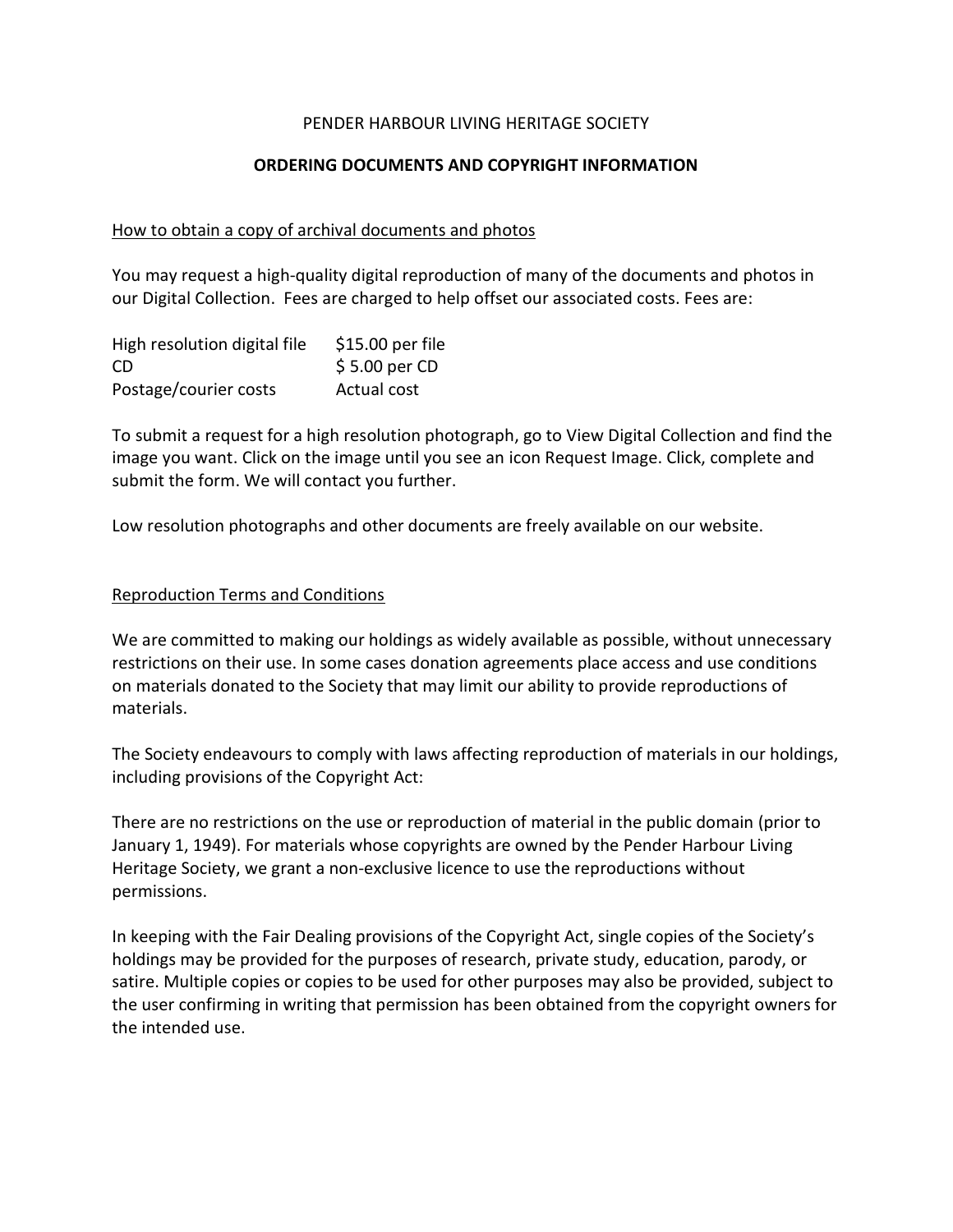PENDER HARBOUR LIVING HERITAGE SOCIETY

# ORDERING DOCUMENTS AND COPYRIGHT INFORMATION

## How to obtain a copy of archival documents and photos

You may request a high-quality digital reproduction of many of the documents and photos in our Digital Collection. Fees are charged to help offset our associated costs. Fees are:

| | |
|---|---|
| High resolution digital file | $15.00 per file |
| CD | $ 5.00 per CD |
| Postage/courier costs | Actual cost |

To submit a request for a high resolution photograph, go to View Digital Collection and find the image you want. Click on the image until you see an icon Request Image. Click, complete and submit the form. We will contact you further.

Low resolution photographs and other documents are freely available on our website.

## Reproduction Terms and Conditions

We are committed to making our holdings as widely available as possible, without unnecessary restrictions on their use. In some cases donation agreements place access and use conditions on materials donated to the Society that may limit our ability to provide reproductions of materials.

The Society endeavours to comply with laws affecting reproduction of materials in our holdings, including provisions of the Copyright Act:

There are no restrictions on the use or reproduction of material in the public domain (prior to January 1, 1949). For materials whose copyrights are owned by the Pender Harbour Living Heritage Society, we grant a non-exclusive licence to use the reproductions without permissions.

In keeping with the Fair Dealing provisions of the Copyright Act, single copies of the Society's holdings may be provided for the purposes of research, private study, education, parody, or satire. Multiple copies or copies to be used for other purposes may also be provided, subject to the user confirming in writing that permission has been obtained from the copyright owners for the intended use.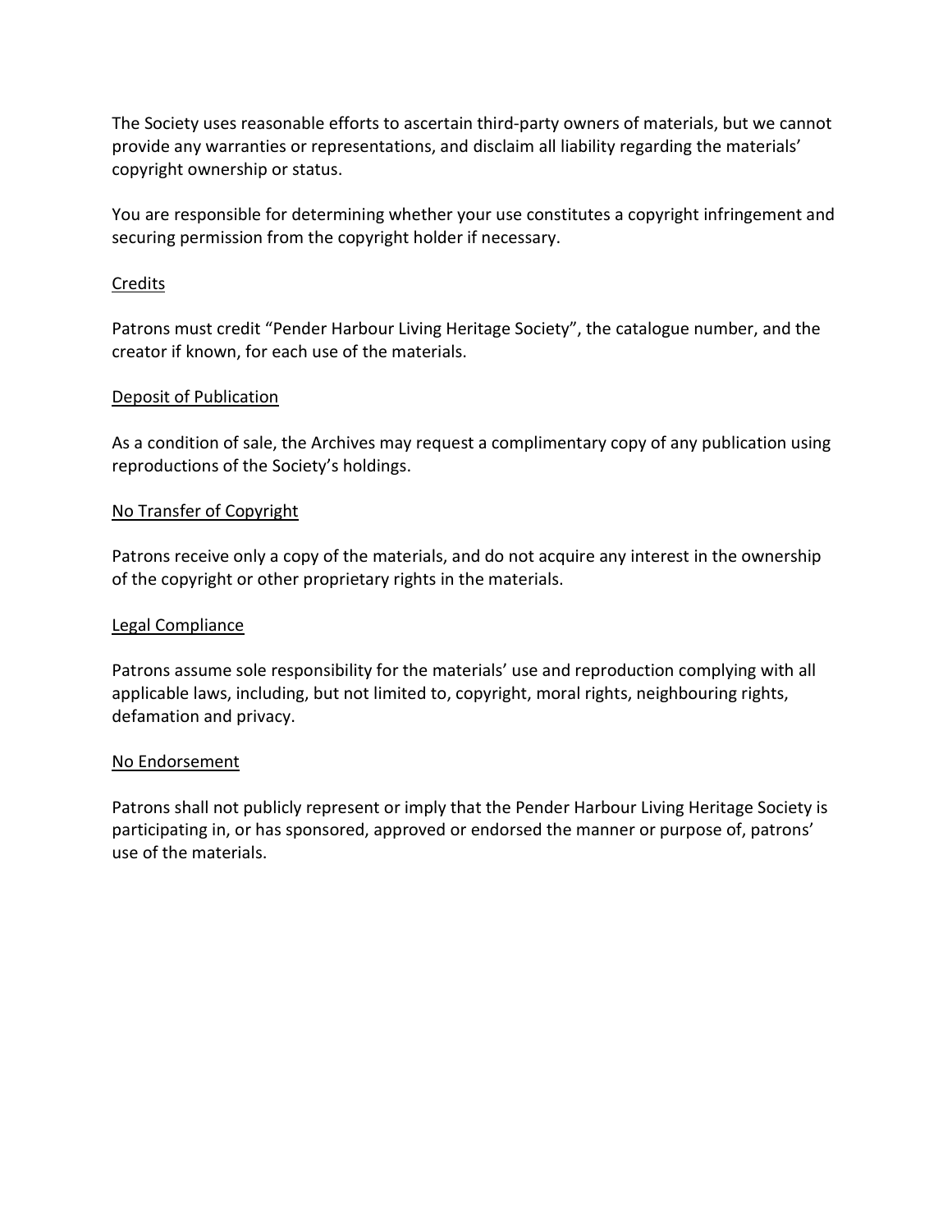The Society uses reasonable efforts to ascertain third-party owners of materials, but we cannot provide any warranties or representations, and disclaim all liability regarding the materials' copyright ownership or status.

You are responsible for determining whether your use constitutes a copyright infringement and securing permission from the copyright holder if necessary.

<u>Credits</u>

Patrons must credit "Pender Harbour Living Heritage Society", the catalogue number, and the creator if known, for each use of the materials.

<u>Deposit of Publication</u>

As a condition of sale, the Archives may request a complimentary copy of any publication using reproductions of the Society's holdings.

<u>No Transfer of Copyright</u>

Patrons receive only a copy of the materials, and do not acquire any interest in the ownership of the copyright or other proprietary rights in the materials.

<u>Legal Compliance</u>

Patrons assume sole responsibility for the materials' use and reproduction complying with all applicable laws, including, but not limited to, copyright, moral rights, neighbouring rights, defamation and privacy.

<u>No Endorsement</u>

Patrons shall not publicly represent or imply that the Pender Harbour Living Heritage Society is participating in, or has sponsored, approved or endorsed the manner or purpose of, patrons' use of the materials.